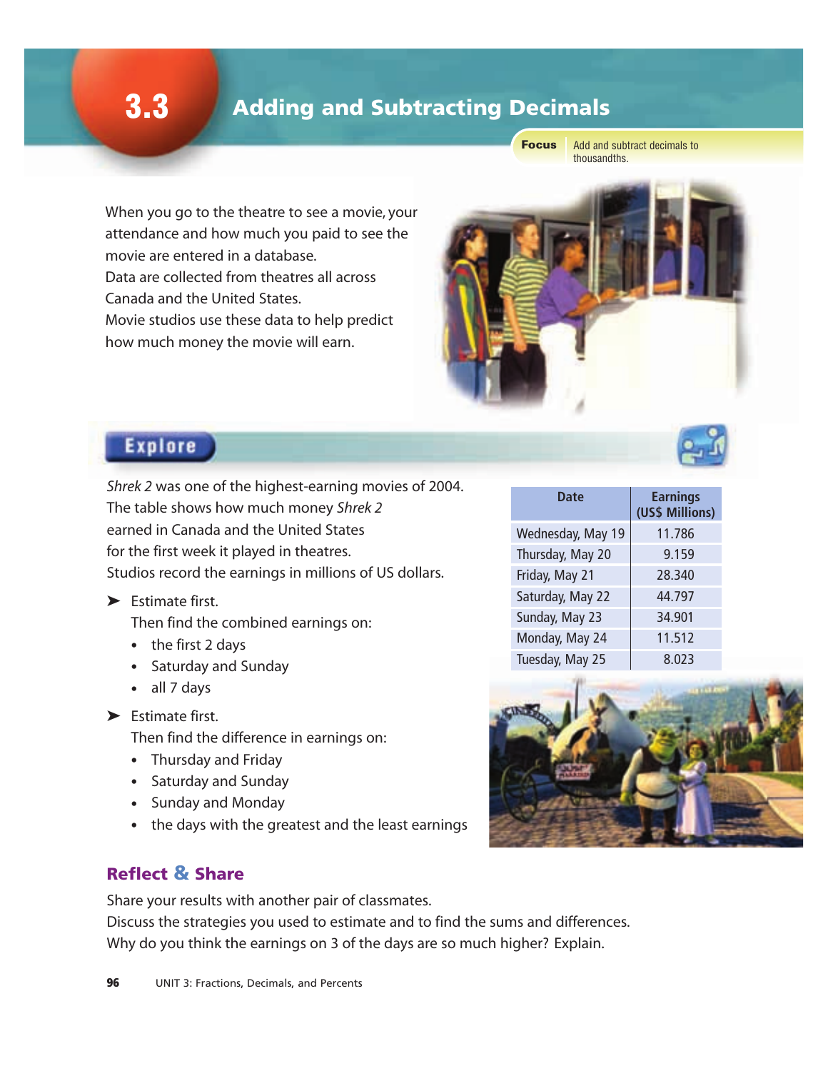# 3.3 Adding and Subtracting Decimals

**Focus** Add and subtract decimals to thousandths.

When you go to the theatre to see a movie, your attendance and how much you paid to see the movie are entered in a database.
Data are collected from theatres all across Canada and the United States.
Movie studios use these data to help predict how much money the movie will earn.

## Explore

*Shrek 2* was one of the highest-earning movies of 2004.
The table shows how much money *Shrek 2* earned in Canada and the United States for the first week it played in theatres.
Studios record the earnings in millions of US dollars.

| Date | Earnings (US$ Millions) |
|---|---|
| Wednesday, May 19 | 11.786 |
| Thursday, May 20 | 9.159 |
| Friday, May 21 | 28.340 |
| Saturday, May 22 | 44.797 |
| Sunday, May 23 | 34.901 |
| Monday, May 24 | 11.512 |
| Tuesday, May 25 | 8.023 |

➤ Estimate first.
Then find the combined earnings on:
- the first 2 days
- Saturday and Sunday
- all 7 days

➤ Estimate first.
Then find the difference in earnings on:
- Thursday and Friday
- Saturday and Sunday
- Sunday and Monday
- the days with the greatest and the least earnings

### Reflect & Share

Share your results with another pair of classmates.
Discuss the strategies you used to estimate and to find the sums and differences.
Why do you think the earnings on 3 of the days are so much higher? Explain.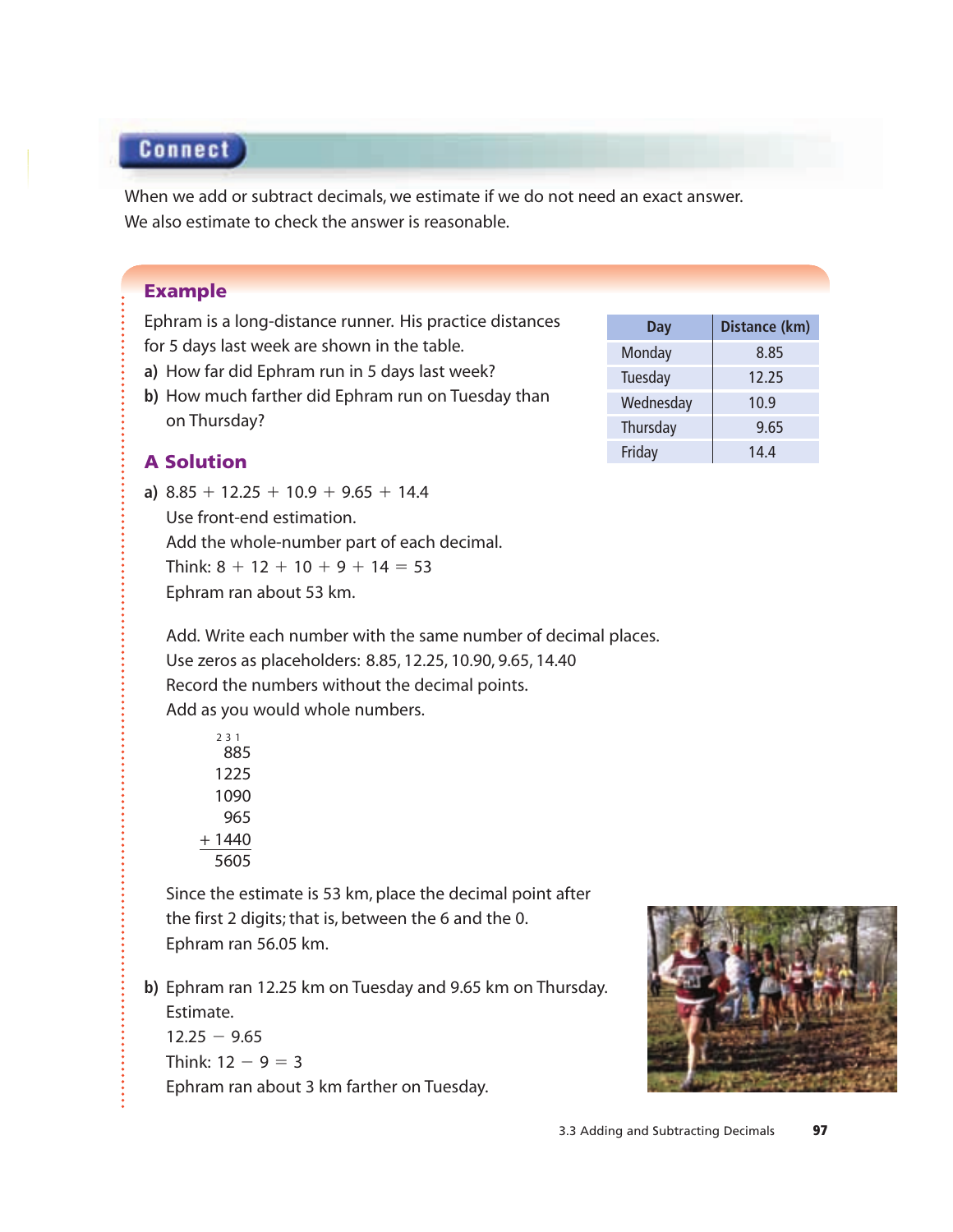## Connect

When we add or subtract decimals, we estimate if we do not need an exact answer.
We also estimate to check the answer is reasonable.

### Example

Ephram is a long-distance runner. His practice distances for 5 days last week are shown in the table.

**a)** How far did Ephram run in 5 days last week?

**b)** How much farther did Ephram run on Tuesday than on Thursday?

| Day | Distance (km) |
|---|---|
| Monday | 8.85 |
| Tuesday | 12.25 |
| Wednesday | 10.9 |
| Thursday | 9.65 |
| Friday | 14.4 |

### A Solution

**a)** $8.85 + 12.25 + 10.9 + 9.65 + 14.4$

Use front-end estimation.
Add the whole-number part of each decimal.
Think: $8 + 12 + 10 + 9 + 14 = 53$
Ephram ran about 53 km.

Add. Write each number with the same number of decimal places.
Use zeros as placeholders: 8.85, 12.25, 10.90, 9.65, 14.40
Record the numbers without the decimal points.
Add as you would whole numbers.

$$\begin{array}{r} {\scriptstyle 2\,3\,1\phantom{0}} \\ 885 \\ 1225 \\ 1090 \\ 965 \\ +\,1440 \\ \hline 5605 \end{array}$$

Since the estimate is 53 km, place the decimal point after the first 2 digits; that is, between the 6 and the 0.
Ephram ran 56.05 km.

**b)** Ephram ran 12.25 km on Tuesday and 9.65 km on Thursday.
Estimate.
$12.25 - 9.65$
Think: $12 - 9 = 3$
Ephram ran about 3 km farther on Tuesday.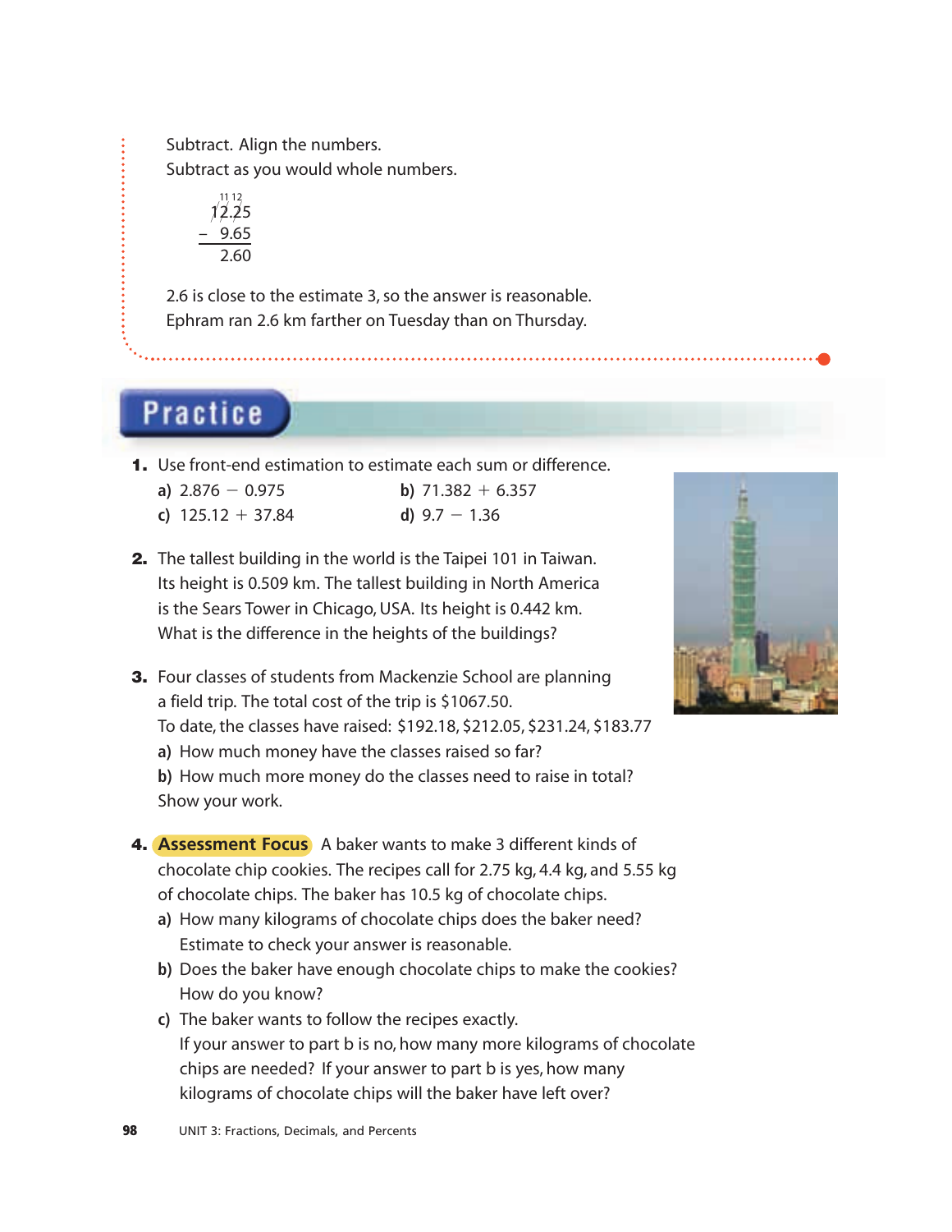Subtract. Align the numbers.
Subtract as you would whole numbers.

$$\begin{array}{r} \overset{11\,12}{\cancel{1}\cancel{2}.\cancel{2}5} \\ -\ \ 9.65 \\ \hline 2.60 \end{array}$$

2.6 is close to the estimate 3, so the answer is reasonable.
Ephram ran 2.6 km farther on Tuesday than on Thursday.

## Practice

**1.** Use front-end estimation to estimate each sum or difference.

a) $2.876 - 0.975$
b) $71.382 + 6.357$
c) $125.12 + 37.84$
d) $9.7 - 1.36$

**2.** The tallest building in the world is the Taipei 101 in Taiwan. Its height is 0.509 km. The tallest building in North America is the Sears Tower in Chicago, USA. Its height is 0.442 km. What is the difference in the heights of the buildings?

**3.** Four classes of students from Mackenzie School are planning a field trip. The total cost of the trip is $1067.50.
To date, the classes have raised: $192.18, $212.05, $231.24, $183.77

a) How much money have the classes raised so far?
b) How much more money do the classes need to raise in total?

Show your work.

**4.** **Assessment Focus** A baker wants to make 3 different kinds of chocolate chip cookies. The recipes call for 2.75 kg, 4.4 kg, and 5.55 kg of chocolate chips. The baker has 10.5 kg of chocolate chips.

a) How many kilograms of chocolate chips does the baker need? Estimate to check your answer is reasonable.
b) Does the baker have enough chocolate chips to make the cookies? How do you know?
c) The baker wants to follow the recipes exactly. If your answer to part b is no, how many more kilograms of chocolate chips are needed? If your answer to part b is yes, how many kilograms of chocolate chips will the baker have left over?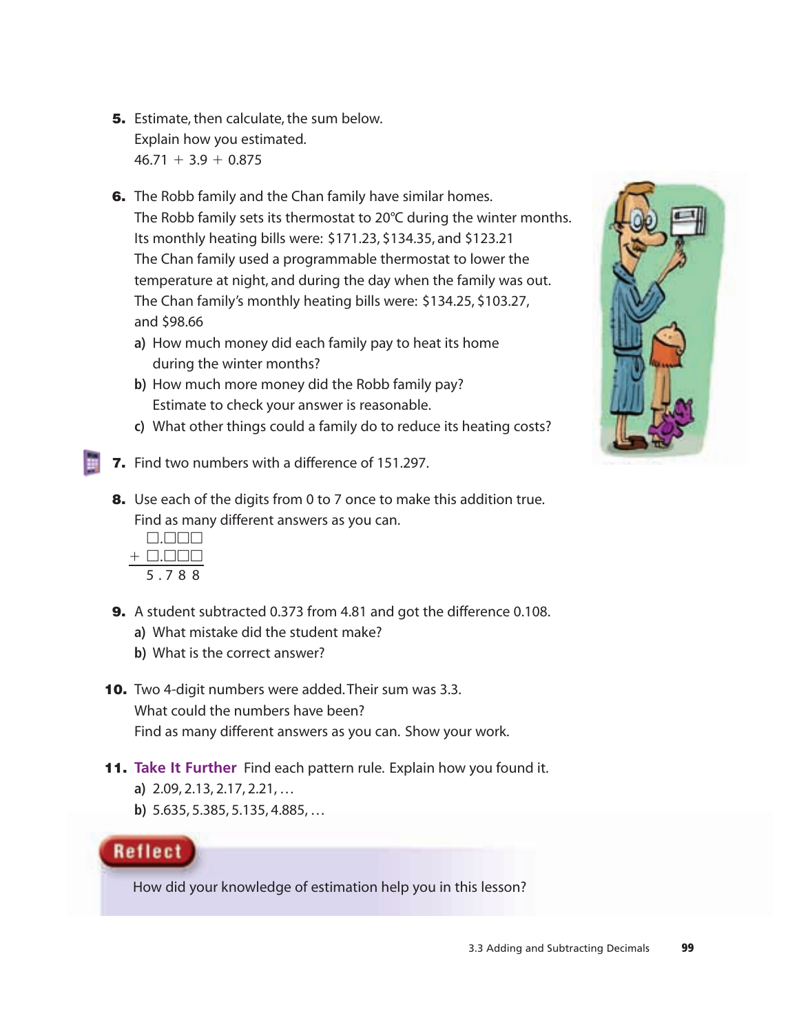5. Estimate, then calculate, the sum below.
   Explain how you estimated.
   $46.71 + 3.9 + 0.875$

6. The Robb family and the Chan family have similar homes.
   The Robb family sets its thermostat to 20°C during the winter months.
   Its monthly heating bills were: \$171.23, \$134.35, and \$123.21
   The Chan family used a programmable thermostat to lower the temperature at night, and during the day when the family was out.
   The Chan family's monthly heating bills were: \$134.25, \$103.27, and \$98.66
   a) How much money did each family pay to heat its home during the winter months?
   b) How much more money did the Robb family pay?
      Estimate to check your answer is reasonable.
   c) What other things could a family do to reduce its heating costs?

7. Find two numbers with a difference of 151.297.

8. Use each of the digits from 0 to 7 once to make this addition true.
   Find as many different answers as you can.

$$\begin{array}{r} \square.\square\square\square \\ +\ \square.\square\square\square \\ \hline 5.788 \end{array}$$

9. A student subtracted 0.373 from 4.81 and got the difference 0.108.
   a) What mistake did the student make?
   b) What is the correct answer?

10. Two 4-digit numbers were added. Their sum was 3.3.
    What could the numbers have been?
    Find as many different answers as you can. Show your work.

11. **Take It Further** Find each pattern rule. Explain how you found it.
    a) 2.09, 2.13, 2.17, 2.21, …
    b) 5.635, 5.385, 5.135, 4.885, …

**Reflect**

How did your knowledge of estimation help you in this lesson?